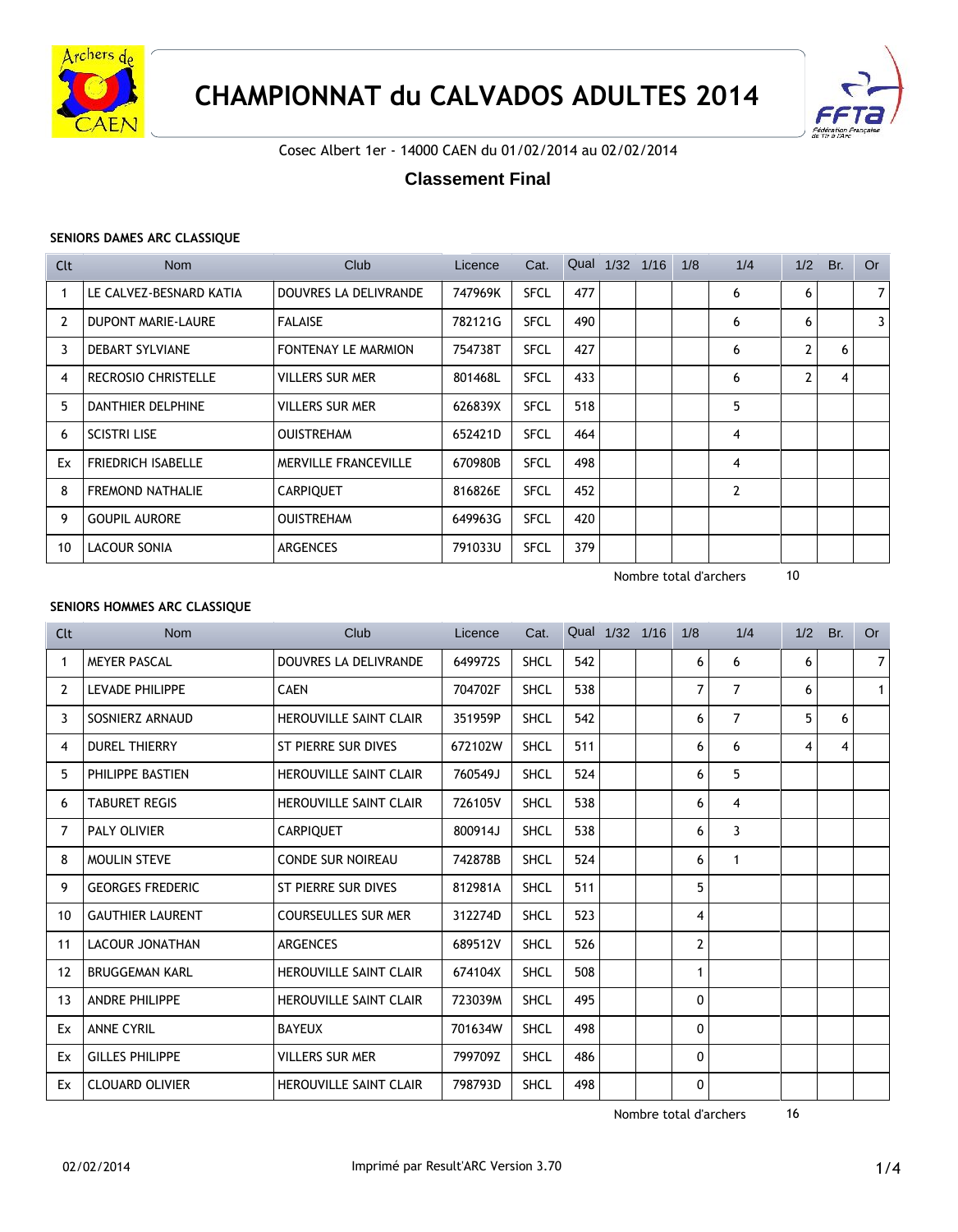# CHAMPIONNAT du CALVADOS ADULTES 2014

Cosec Albert 1er - 14000 CAEN du 01/02/2014 au 02/02/2014

## Classement Final

### SENIORS DAMES ARC CLASSIQUE

| Clt | Nom | Club | Licence | Cat. | Qual | 1/32 | 1/16 | 1/8 | 1/4 | 1/2 | Br. | Or |
|---|---|---|---|---|---|---|---|---|---|---|---|---|
| 1 | LE CALVEZ-BESNARD KATIA | DOUVRES LA DELIVRANDE | 747969K | SFCL | 477 | | | | 6 | 6 | | 7 |
| 2 | DUPONT MARIE-LAURE | FALAISE | 782121G | SFCL | 490 | | | | 6 | 6 | | 3 |
| 3 | DEBART SYLVIANE | FONTENAY LE MARMION | 754738T | SFCL | 427 | | | | 6 | 2 | 6 | |
| 4 | RECROSIO CHRISTELLE | VILLERS SUR MER | 801468L | SFCL | 433 | | | | 6 | 2 | 4 | |
| 5 | DANTHIER DELPHINE | VILLERS SUR MER | 626839X | SFCL | 518 | | | | 5 | | | |
| 6 | SCISTRI LISE | OUISTREHAM | 652421D | SFCL | 464 | | | | 4 | | | |
| Ex | FRIEDRICH ISABELLE | MERVILLE FRANCEVILLE | 670980B | SFCL | 498 | | | | 4 | | | |
| 8 | FREMOND NATHALIE | CARPIQUET | 816826E | SFCL | 452 | | | | 2 | | | |
| 9 | GOUPIL AURORE | OUISTREHAM | 649963G | SFCL | 420 | | | | | | | |
| 10 | LACOUR SONIA | ARGENCES | 791033U | SFCL | 379 | | | | | | | |

Nombre total d'archers 10

### SENIORS HOMMES ARC CLASSIQUE

| Clt | Nom | Club | Licence | Cat. | Qual | 1/32 | 1/16 | 1/8 | 1/4 | 1/2 | Br. | Or |
|---|---|---|---|---|---|---|---|---|---|---|---|---|
| 1 | MEYER PASCAL | DOUVRES LA DELIVRANDE | 649972S | SHCL | 542 | | | 6 | 6 | 6 | | 7 |
| 2 | LEVADE PHILIPPE | CAEN | 704702F | SHCL | 538 | | | 7 | 7 | 6 | | 1 |
| 3 | SOSNIERZ ARNAUD | HEROUVILLE SAINT CLAIR | 351959P | SHCL | 542 | | | 6 | 7 | 5 | 6 | |
| 4 | DUREL THIERRY | ST PIERRE SUR DIVES | 672102W | SHCL | 511 | | | 6 | 6 | 4 | 4 | |
| 5 | PHILIPPE BASTIEN | HEROUVILLE SAINT CLAIR | 760549J | SHCL | 524 | | | 6 | 5 | | | |
| 6 | TABURET REGIS | HEROUVILLE SAINT CLAIR | 726105V | SHCL | 538 | | | 6 | 4 | | | |
| 7 | PALY OLIVIER | CARPIQUET | 800914J | SHCL | 538 | | | 6 | 3 | | | |
| 8 | MOULIN STEVE | CONDE SUR NOIREAU | 742878B | SHCL | 524 | | | 6 | 1 | | | |
| 9 | GEORGES FREDERIC | ST PIERRE SUR DIVES | 812981A | SHCL | 511 | | | 5 | | | | |
| 10 | GAUTHIER LAURENT | COURSEULLES SUR MER | 312274D | SHCL | 523 | | | 4 | | | | |
| 11 | LACOUR JONATHAN | ARGENCES | 689512V | SHCL | 526 | | | 2 | | | | |
| 12 | BRUGGEMAN KARL | HEROUVILLE SAINT CLAIR | 674104X | SHCL | 508 | | | 1 | | | | |
| 13 | ANDRE PHILIPPE | HEROUVILLE SAINT CLAIR | 723039M | SHCL | 495 | | | 0 | | | | |
| Ex | ANNE CYRIL | BAYEUX | 701634W | SHCL | 498 | | | 0 | | | | |
| Ex | GILLES PHILIPPE | VILLERS SUR MER | 799709Z | SHCL | 486 | | | 0 | | | | |
| Ex | CLOUARD OLIVIER | HEROUVILLE SAINT CLAIR | 798793D | SHCL | 498 | | | 0 | | | | |

Nombre total d'archers 16

02/02/2014 Imprimé par Result'ARC Version 3.70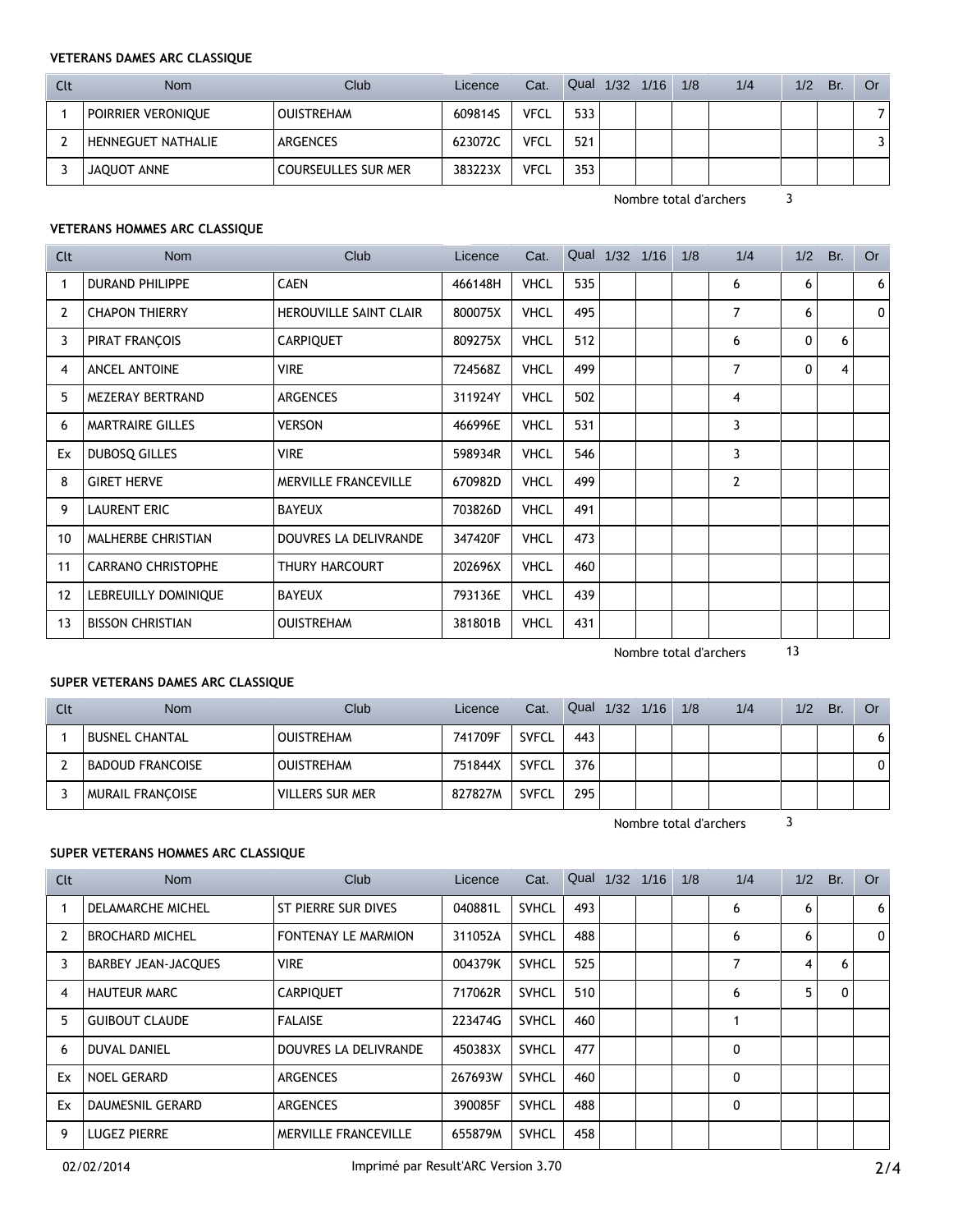**VETERANS DAMES ARC CLASSIQUE**

| Clt | Nom | Club | Licence | Cat. | Qual | 1/32 | 1/16 | 1/8 | 1/4 | 1/2 | Br. | Or |
|---|---|---|---|---|---|---|---|---|---|---|---|---|
| 1 | POIRRIER VERONIQUE | OUISTREHAM | 609814S | VFCL | 533 | | | | | | | 7 |
| 2 | HENNEGUET NATHALIE | ARGENCES | 623072C | VFCL | 521 | | | | | | | 3 |
| 3 | JAQUOT ANNE | COURSEULLES SUR MER | 383223X | VFCL | 353 | | | | | | | |

Nombre total d'archers 3

**VETERANS HOMMES ARC CLASSIQUE**

| Clt | Nom | Club | Licence | Cat. | Qual | 1/32 | 1/16 | 1/8 | 1/4 | 1/2 | Br. | Or |
|---|---|---|---|---|---|---|---|---|---|---|---|---|
| 1 | DURAND PHILIPPE | CAEN | 466148H | VHCL | 535 | | | | 6 | 6 | | 6 |
| 2 | CHAPON THIERRY | HEROUVILLE SAINT CLAIR | 800075X | VHCL | 495 | | | | 7 | 6 | | 0 |
| 3 | PIRAT FRANÇOIS | CARPIQUET | 809275X | VHCL | 512 | | | | 6 | 0 | 6 | |
| 4 | ANCEL ANTOINE | VIRE | 724568Z | VHCL | 499 | | | | 7 | 0 | 4 | |
| 5 | MEZERAY BERTRAND | ARGENCES | 311924Y | VHCL | 502 | | | | 4 | | | |
| 6 | MARTRAIRE GILLES | VERSON | 466996E | VHCL | 531 | | | | 3 | | | |
| Ex | DUBOSQ GILLES | VIRE | 598934R | VHCL | 546 | | | | 3 | | | |
| 8 | GIRET HERVE | MERVILLE FRANCEVILLE | 670982D | VHCL | 499 | | | | 2 | | | |
| 9 | LAURENT ERIC | BAYEUX | 703826D | VHCL | 491 | | | | | | | |
| 10 | MALHERBE CHRISTIAN | DOUVRES LA DELIVRANDE | 347420F | VHCL | 473 | | | | | | | |
| 11 | CARRANO CHRISTOPHE | THURY HARCOURT | 202696X | VHCL | 460 | | | | | | | |
| 12 | LEBREUILLY DOMINIQUE | BAYEUX | 793136E | VHCL | 439 | | | | | | | |
| 13 | BISSON CHRISTIAN | OUISTREHAM | 381801B | VHCL | 431 | | | | | | | |

Nombre total d'archers 13

**SUPER VETERANS DAMES ARC CLASSIQUE**

| Clt | Nom | Club | Licence | Cat. | Qual | 1/32 | 1/16 | 1/8 | 1/4 | 1/2 | Br. | Or |
|---|---|---|---|---|---|---|---|---|---|---|---|---|
| 1 | BUSNEL CHANTAL | OUISTREHAM | 741709F | SVFCL | 443 | | | | | | | 6 |
| 2 | BADOUD FRANCOISE | OUISTREHAM | 751844X | SVFCL | 376 | | | | | | | 0 |
| 3 | MURAIL FRANÇOISE | VILLERS SUR MER | 827827M | SVFCL | 295 | | | | | | | |

Nombre total d'archers 3

**SUPER VETERANS HOMMES ARC CLASSIQUE**

| Clt | Nom | Club | Licence | Cat. | Qual | 1/32 | 1/16 | 1/8 | 1/4 | 1/2 | Br. | Or |
|---|---|---|---|---|---|---|---|---|---|---|---|---|
| 1 | DELAMARCHE MICHEL | ST PIERRE SUR DIVES | 040881L | SVHCL | 493 | | | | 6 | 6 | | 6 |
| 2 | BROCHARD MICHEL | FONTENAY LE MARMION | 311052A | SVHCL | 488 | | | | 6 | 6 | | 0 |
| 3 | BARBEY JEAN-JACQUES | VIRE | 004379K | SVHCL | 525 | | | | 7 | 4 | 6 | |
| 4 | HAUTEUR MARC | CARPIQUET | 717062R | SVHCL | 510 | | | | 6 | 5 | 0 | |
| 5 | GUIBOUT CLAUDE | FALAISE | 223474G | SVHCL | 460 | | | | 1 | | | |
| 6 | DUVAL DANIEL | DOUVRES LA DELIVRANDE | 450383X | SVHCL | 477 | | | | 0 | | | |
| Ex | NOEL GERARD | ARGENCES | 267693W | SVHCL | 460 | | | | 0 | | | |
| Ex | DAUMESNIL GERARD | ARGENCES | 390085F | SVHCL | 488 | | | | 0 | | | |
| 9 | LUGEZ PIERRE | MERVILLE FRANCEVILLE | 655879M | SVHCL | 458 | | | | | | | |

02/02/2014 Imprimé par Result'ARC Version 3.70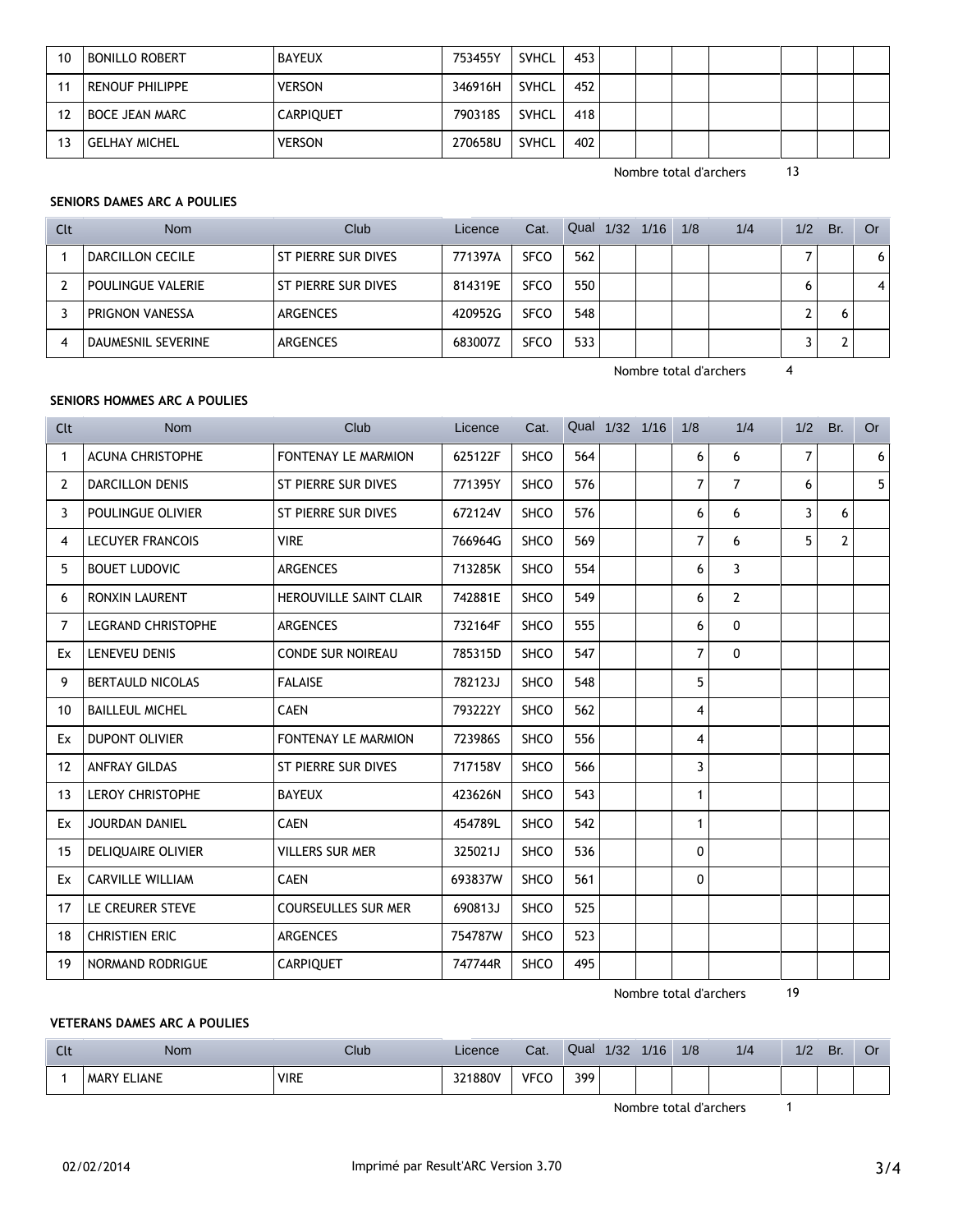| 10 | BONILLO ROBERT | BAYEUX | 753455Y | SVHCL | 453 | | | | | | | |
|---|---|---|---|---|---|---|---|---|---|---|---|---|
| 11 | RENOUF PHILIPPE | VERSON | 346916H | SVHCL | 452 | | | | | | | |
| 12 | BOCE JEAN MARC | CARPIQUET | 790318S | SVHCL | 418 | | | | | | | |
| 13 | GELHAY MICHEL | VERSON | 270658U | SVHCL | 402 | | | | | | | |

Nombre total d'archers 13

**SENIORS DAMES ARC A POULIES**

| Clt | Nom | Club | Licence | Cat. | Qual | 1/32 | 1/16 | 1/8 | 1/4 | 1/2 | Br. | Or |
|---|---|---|---|---|---|---|---|---|---|---|---|---|
| 1 | DARCILLON CECILE | ST PIERRE SUR DIVES | 771397A | SFCO | 562 | | | | | 7 | | 6 |
| 2 | POULINGUE VALERIE | ST PIERRE SUR DIVES | 814319E | SFCO | 550 | | | | | 6 | | 4 |
| 3 | PRIGNON VANESSA | ARGENCES | 420952G | SFCO | 548 | | | | | 2 | 6 | |
| 4 | DAUMESNIL SEVERINE | ARGENCES | 683007Z | SFCO | 533 | | | | | 3 | 2 | |

Nombre total d'archers 4

**SENIORS HOMMES ARC A POULIES**

| Clt | Nom | Club | Licence | Cat. | Qual | 1/32 | 1/16 | 1/8 | 1/4 | 1/2 | Br. | Or |
|---|---|---|---|---|---|---|---|---|---|---|---|---|
| 1 | ACUNA CHRISTOPHE | FONTENAY LE MARMION | 625122F | SHCO | 564 | | | 6 | 6 | 7 | | 6 |
| 2 | DARCILLON DENIS | ST PIERRE SUR DIVES | 771395Y | SHCO | 576 | | | 7 | 7 | 6 | | 5 |
| 3 | POULINGUE OLIVIER | ST PIERRE SUR DIVES | 672124V | SHCO | 576 | | | 6 | 6 | 3 | 6 | |
| 4 | LECUYER FRANCOIS | VIRE | 766964G | SHCO | 569 | | | 7 | 6 | 5 | 2 | |
| 5 | BOUET LUDOVIC | ARGENCES | 713285K | SHCO | 554 | | | 6 | 3 | | | |
| 6 | RONXIN LAURENT | HEROUVILLE SAINT CLAIR | 742881E | SHCO | 549 | | | 6 | 2 | | | |
| 7 | LEGRAND CHRISTOPHE | ARGENCES | 732164F | SHCO | 555 | | | 6 | 0 | | | |
| Ex | LENEVEU DENIS | CONDE SUR NOIREAU | 785315D | SHCO | 547 | | | 7 | 0 | | | |
| 9 | BERTAULD NICOLAS | FALAISE | 782123J | SHCO | 548 | | | 5 | | | | |
| 10 | BAILLEUL MICHEL | CAEN | 793222Y | SHCO | 562 | | | 4 | | | | |
| Ex | DUPONT OLIVIER | FONTENAY LE MARMION | 723986S | SHCO | 556 | | | 4 | | | | |
| 12 | ANFRAY GILDAS | ST PIERRE SUR DIVES | 717158V | SHCO | 566 | | | 3 | | | | |
| 13 | LEROY CHRISTOPHE | BAYEUX | 423626N | SHCO | 543 | | | 1 | | | | |
| Ex | JOURDAN DANIEL | CAEN | 454789L | SHCO | 542 | | | 1 | | | | |
| 15 | DELIQUAIRE OLIVIER | VILLERS SUR MER | 325021J | SHCO | 536 | | | 0 | | | | |
| Ex | CARVILLE WILLIAM | CAEN | 693837W | SHCO | 561 | | | 0 | | | | |
| 17 | LE CREURER STEVE | COURSEULLES SUR MER | 690813J | SHCO | 525 | | | | | | | |
| 18 | CHRISTIEN ERIC | ARGENCES | 754787W | SHCO | 523 | | | | | | | |
| 19 | NORMAND RODRIGUE | CARPIQUET | 747744R | SHCO | 495 | | | | | | | |

Nombre total d'archers 19

**VETERANS DAMES ARC A POULIES**

| Clt | Nom | Club | Licence | Cat. | Qual | 1/32 | 1/16 | 1/8 | 1/4 | 1/2 | Br. | Or |
|---|---|---|---|---|---|---|---|---|---|---|---|---|
| 1 | MARY ELIANE | VIRE | 321880V | VFCO | 399 | | | | | | | |

Nombre total d'archers 1

02/02/2014 Imprimé par Result'ARC Version 3.70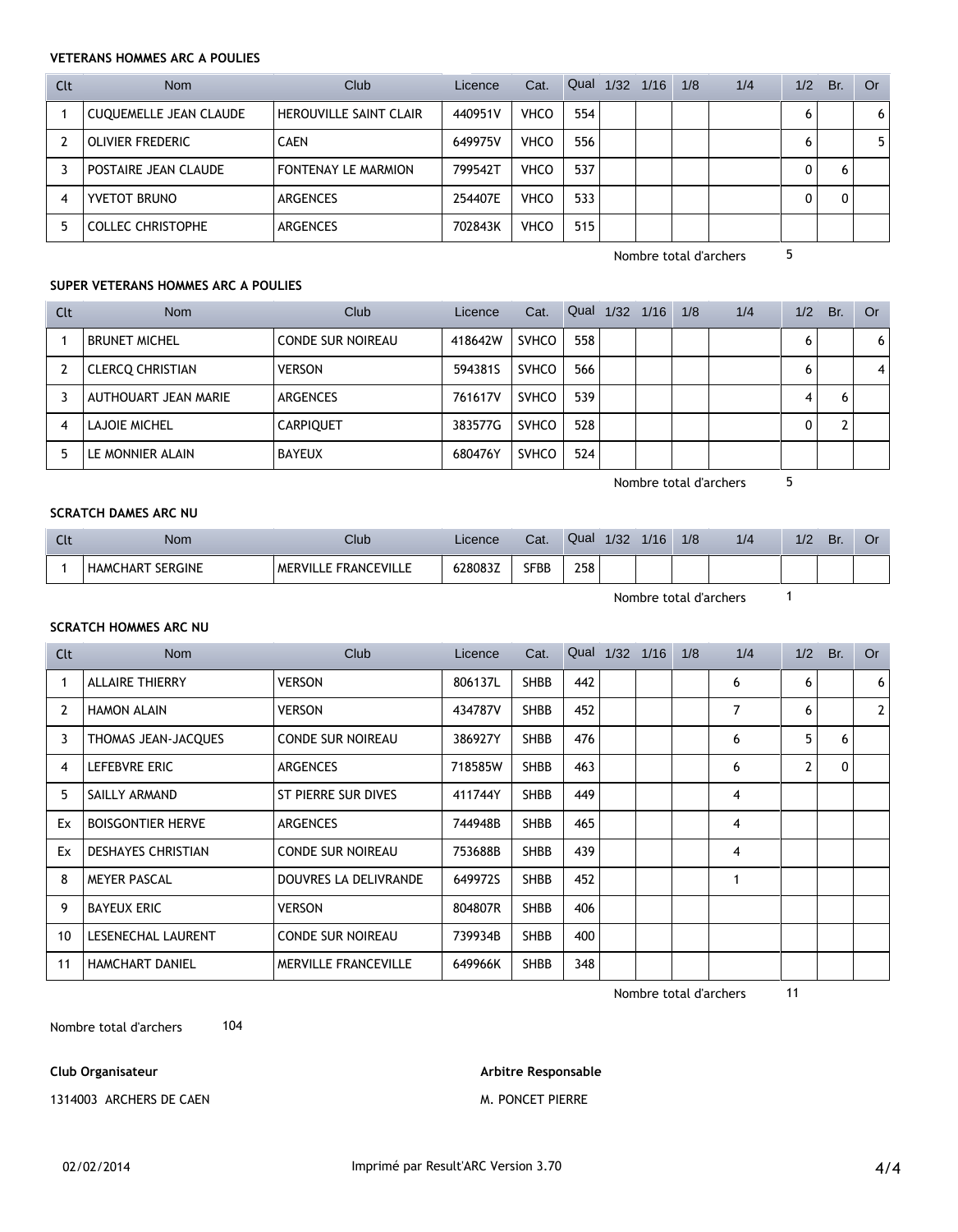**VETERANS HOMMES ARC A POULIES**

| Clt | Nom | Club | Licence | Cat. | Qual | 1/32 | 1/16 | 1/8 | 1/4 | 1/2 | Br. | Or |
|---|---|---|---|---|---|---|---|---|---|---|---|---|
| 1 | CUQUEMELLE JEAN CLAUDE | HEROUVILLE SAINT CLAIR | 440951V | VHCO | 554 | | | | | 6 | | 6 |
| 2 | OLIVIER FREDERIC | CAEN | 649975V | VHCO | 556 | | | | | 6 | | 5 |
| 3 | POSTAIRE JEAN CLAUDE | FONTENAY LE MARMION | 799542T | VHCO | 537 | | | | | 0 | 6 | |
| 4 | YVETOT BRUNO | ARGENCES | 254407E | VHCO | 533 | | | | | 0 | 0 | |
| 5 | COLLEC CHRISTOPHE | ARGENCES | 702843K | VHCO | 515 | | | | | | | |

Nombre total d'archers 5

**SUPER VETERANS HOMMES ARC A POULIES**

| Clt | Nom | Club | Licence | Cat. | Qual | 1/32 | 1/16 | 1/8 | 1/4 | 1/2 | Br. | Or |
|---|---|---|---|---|---|---|---|---|---|---|---|---|
| 1 | BRUNET MICHEL | CONDE SUR NOIREAU | 418642W | SVHCO | 558 | | | | | 6 | | 6 |
| 2 | CLERCQ CHRISTIAN | VERSON | 594381S | SVHCO | 566 | | | | | 6 | | 4 |
| 3 | AUTHOUART JEAN MARIE | ARGENCES | 761617V | SVHCO | 539 | | | | | 4 | 6 | |
| 4 | LAJOIE MICHEL | CARPIQUET | 383577G | SVHCO | 528 | | | | | 0 | 2 | |
| 5 | LE MONNIER ALAIN | BAYEUX | 680476Y | SVHCO | 524 | | | | | | | |

Nombre total d'archers 5

**SCRATCH DAMES ARC NU**

| Clt | Nom | Club | Licence | Cat. | Qual | 1/32 | 1/16 | 1/8 | 1/4 | 1/2 | Br. | Or |
|---|---|---|---|---|---|---|---|---|---|---|---|---|
| 1 | HAMCHART SERGINE | MERVILLE FRANCEVILLE | 628083Z | SFBB | 258 | | | | | | | |

Nombre total d'archers 1

**SCRATCH HOMMES ARC NU**

| Clt | Nom | Club | Licence | Cat. | Qual | 1/32 | 1/16 | 1/8 | 1/4 | 1/2 | Br. | Or |
|---|---|---|---|---|---|---|---|---|---|---|---|---|
| 1 | ALLAIRE THIERRY | VERSON | 806137L | SHBB | 442 | | | | 6 | 6 | | 6 |
| 2 | HAMON ALAIN | VERSON | 434787V | SHBB | 452 | | | | 7 | 6 | | 2 |
| 3 | THOMAS JEAN-JACQUES | CONDE SUR NOIREAU | 386927Y | SHBB | 476 | | | | 6 | 5 | 6 | |
| 4 | LEFEBVRE ERIC | ARGENCES | 718585W | SHBB | 463 | | | | 6 | 2 | 0 | |
| 5 | SAILLY ARMAND | ST PIERRE SUR DIVES | 411744Y | SHBB | 449 | | | | 4 | | | |
| Ex | BOISGONTIER HERVE | ARGENCES | 744948B | SHBB | 465 | | | | 4 | | | |
| Ex | DESHAYES CHRISTIAN | CONDE SUR NOIREAU | 753688B | SHBB | 439 | | | | 4 | | | |
| 8 | MEYER PASCAL | DOUVRES LA DELIVRANDE | 649972S | SHBB | 452 | | | | 1 | | | |
| 9 | BAYEUX ERIC | VERSON | 804807R | SHBB | 406 | | | | | | | |
| 10 | LESENECHAL LAURENT | CONDE SUR NOIREAU | 739934B | SHBB | 400 | | | | | | | |
| 11 | HAMCHART DANIEL | MERVILLE FRANCEVILLE | 649966K | SHBB | 348 | | | | | | | |

Nombre total d'archers 11

Nombre total d'archers 104

**Club Organisateur**

1314003 ARCHERS DE CAEN

**Arbitre Responsable**

M. PONCET PIERRE

02/02/2014 Imprimé par Result'ARC Version 3.70